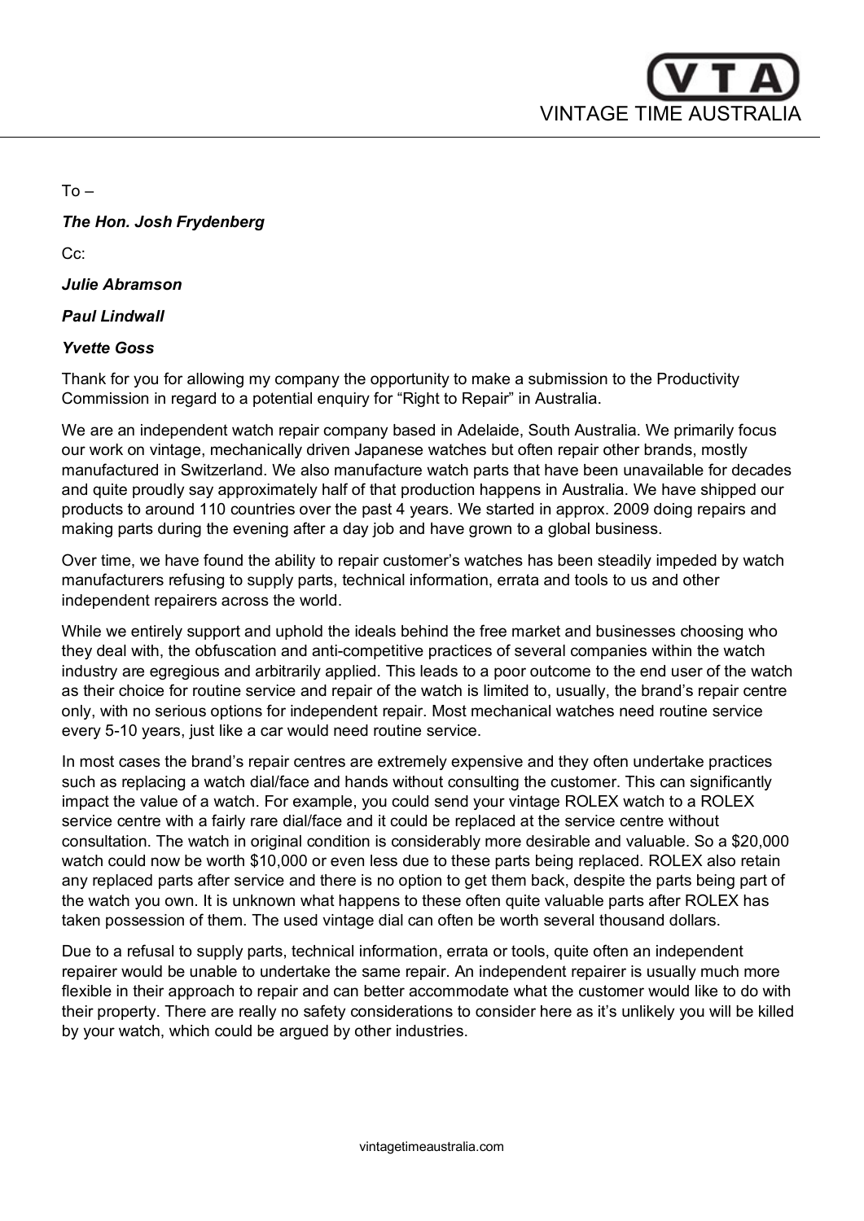VINTAGE TIME AUSTRALIA

To –

***The Hon. Josh Frydenberg***

Cc:

***Julie Abramson***

***Paul Lindwall***

***Yvette Goss***

Thank for you for allowing my company the opportunity to make a submission to the Productivity Commission in regard to a potential enquiry for "Right to Repair" in Australia.

We are an independent watch repair company based in Adelaide, South Australia. We primarily focus our work on vintage, mechanically driven Japanese watches but often repair other brands, mostly manufactured in Switzerland. We also manufacture watch parts that have been unavailable for decades and quite proudly say approximately half of that production happens in Australia. We have shipped our products to around 110 countries over the past 4 years. We started in approx. 2009 doing repairs and making parts during the evening after a day job and have grown to a global business.

Over time, we have found the ability to repair customer's watches has been steadily impeded by watch manufacturers refusing to supply parts, technical information, errata and tools to us and other independent repairers across the world.

While we entirely support and uphold the ideals behind the free market and businesses choosing who they deal with, the obfuscation and anti-competitive practices of several companies within the watch industry are egregious and arbitrarily applied. This leads to a poor outcome to the end user of the watch as their choice for routine service and repair of the watch is limited to, usually, the brand's repair centre only, with no serious options for independent repair. Most mechanical watches need routine service every 5-10 years, just like a car would need routine service.

In most cases the brand's repair centres are extremely expensive and they often undertake practices such as replacing a watch dial/face and hands without consulting the customer. This can significantly impact the value of a watch. For example, you could send your vintage ROLEX watch to a ROLEX service centre with a fairly rare dial/face and it could be replaced at the service centre without consultation. The watch in original condition is considerably more desirable and valuable. So a $20,000 watch could now be worth $10,000 or even less due to these parts being replaced. ROLEX also retain any replaced parts after service and there is no option to get them back, despite the parts being part of the watch you own. It is unknown what happens to these often quite valuable parts after ROLEX has taken possession of them. The used vintage dial can often be worth several thousand dollars.

Due to a refusal to supply parts, technical information, errata or tools, quite often an independent repairer would be unable to undertake the same repair. An independent repairer is usually much more flexible in their approach to repair and can better accommodate what the customer would like to do with their property. There are really no safety considerations to consider here as it's unlikely you will be killed by your watch, which could be argued by other industries.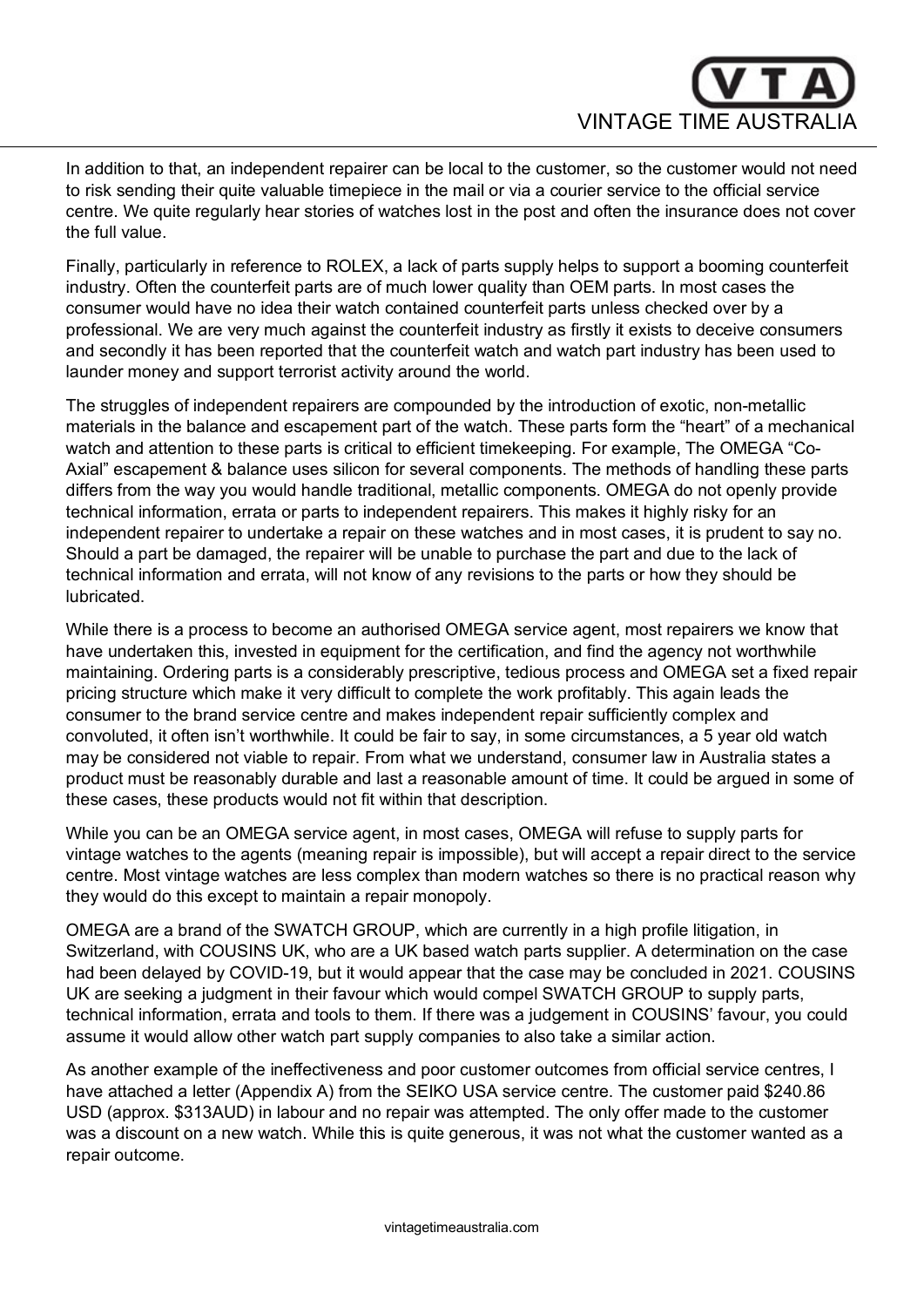In addition to that, an independent repairer can be local to the customer, so the customer would not need to risk sending their quite valuable timepiece in the mail or via a courier service to the official service centre. We quite regularly hear stories of watches lost in the post and often the insurance does not cover the full value.

Finally, particularly in reference to ROLEX, a lack of parts supply helps to support a booming counterfeit industry. Often the counterfeit parts are of much lower quality than OEM parts. In most cases the consumer would have no idea their watch contained counterfeit parts unless checked over by a professional. We are very much against the counterfeit industry as firstly it exists to deceive consumers and secondly it has been reported that the counterfeit watch and watch part industry has been used to launder money and support terrorist activity around the world.

The struggles of independent repairers are compounded by the introduction of exotic, non-metallic materials in the balance and escapement part of the watch. These parts form the "heart" of a mechanical watch and attention to these parts is critical to efficient timekeeping. For example, The OMEGA "Co-Axial" escapement & balance uses silicon for several components. The methods of handling these parts differs from the way you would handle traditional, metallic components. OMEGA do not openly provide technical information, errata or parts to independent repairers. This makes it highly risky for an independent repairer to undertake a repair on these watches and in most cases, it is prudent to say no. Should a part be damaged, the repairer will be unable to purchase the part and due to the lack of technical information and errata, will not know of any revisions to the parts or how they should be lubricated.

While there is a process to become an authorised OMEGA service agent, most repairers we know that have undertaken this, invested in equipment for the certification, and find the agency not worthwhile maintaining. Ordering parts is a considerably prescriptive, tedious process and OMEGA set a fixed repair pricing structure which make it very difficult to complete the work profitably. This again leads the consumer to the brand service centre and makes independent repair sufficiently complex and convoluted, it often isn't worthwhile. It could be fair to say, in some circumstances, a 5 year old watch may be considered not viable to repair. From what we understand, consumer law in Australia states a product must be reasonably durable and last a reasonable amount of time. It could be argued in some of these cases, these products would not fit within that description.

While you can be an OMEGA service agent, in most cases, OMEGA will refuse to supply parts for vintage watches to the agents (meaning repair is impossible), but will accept a repair direct to the service centre. Most vintage watches are less complex than modern watches so there is no practical reason why they would do this except to maintain a repair monopoly.

OMEGA are a brand of the SWATCH GROUP, which are currently in a high profile litigation, in Switzerland, with COUSINS UK, who are a UK based watch parts supplier. A determination on the case had been delayed by COVID-19, but it would appear that the case may be concluded in 2021. COUSINS UK are seeking a judgment in their favour which would compel SWATCH GROUP to supply parts, technical information, errata and tools to them. If there was a judgement in COUSINS' favour, you could assume it would allow other watch part supply companies to also take a similar action.

As another example of the ineffectiveness and poor customer outcomes from official service centres, I have attached a letter (Appendix A) from the SEIKO USA service centre. The customer paid $240.86 USD (approx. $313AUD) in labour and no repair was attempted. The only offer made to the customer was a discount on a new watch. While this is quite generous, it was not what the customer wanted as a repair outcome.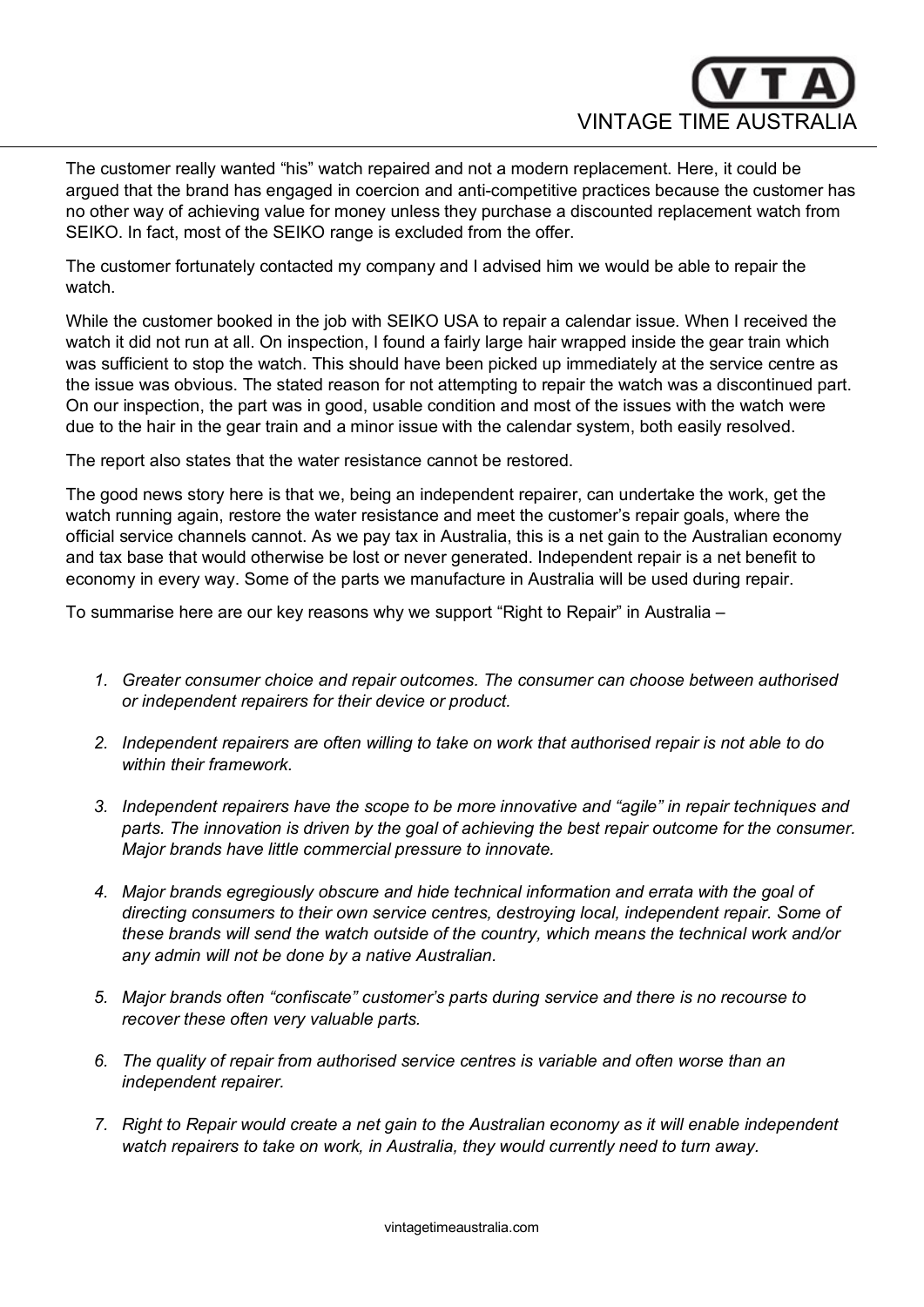The customer really wanted “his” watch repaired and not a modern replacement. Here, it could be argued that the brand has engaged in coercion and anti-competitive practices because the customer has no other way of achieving value for money unless they purchase a discounted replacement watch from SEIKO. In fact, most of the SEIKO range is excluded from the offer.

The customer fortunately contacted my company and I advised him we would be able to repair the watch.

While the customer booked in the job with SEIKO USA to repair a calendar issue. When I received the watch it did not run at all. On inspection, I found a fairly large hair wrapped inside the gear train which was sufficient to stop the watch. This should have been picked up immediately at the service centre as the issue was obvious. The stated reason for not attempting to repair the watch was a discontinued part. On our inspection, the part was in good, usable condition and most of the issues with the watch were due to the hair in the gear train and a minor issue with the calendar system, both easily resolved.

The report also states that the water resistance cannot be restored.

The good news story here is that we, being an independent repairer, can undertake the work, get the watch running again, restore the water resistance and meet the customer’s repair goals, where the official service channels cannot. As we pay tax in Australia, this is a net gain to the Australian economy and tax base that would otherwise be lost or never generated. Independent repair is a net benefit to economy in every way. Some of the parts we manufacture in Australia will be used during repair.

To summarise here are our key reasons why we support “Right to Repair” in Australia –

1. *Greater consumer choice and repair outcomes. The consumer can choose between authorised or independent repairers for their device or product.*

2. *Independent repairers are often willing to take on work that authorised repair is not able to do within their framework.*

3. *Independent repairers have the scope to be more innovative and “agile” in repair techniques and parts. The innovation is driven by the goal of achieving the best repair outcome for the consumer. Major brands have little commercial pressure to innovate.*

4. *Major brands egregiously obscure and hide technical information and errata with the goal of directing consumers to their own service centres, destroying local, independent repair. Some of these brands will send the watch outside of the country, which means the technical work and/or any admin will not be done by a native Australian.*

5. *Major brands often “confiscate” customer’s parts during service and there is no recourse to recover these often very valuable parts.*

6. *The quality of repair from authorised service centres is variable and often worse than an independent repairer.*

7. *Right to Repair would create a net gain to the Australian economy as it will enable independent watch repairers to take on work, in Australia, they would currently need to turn away.*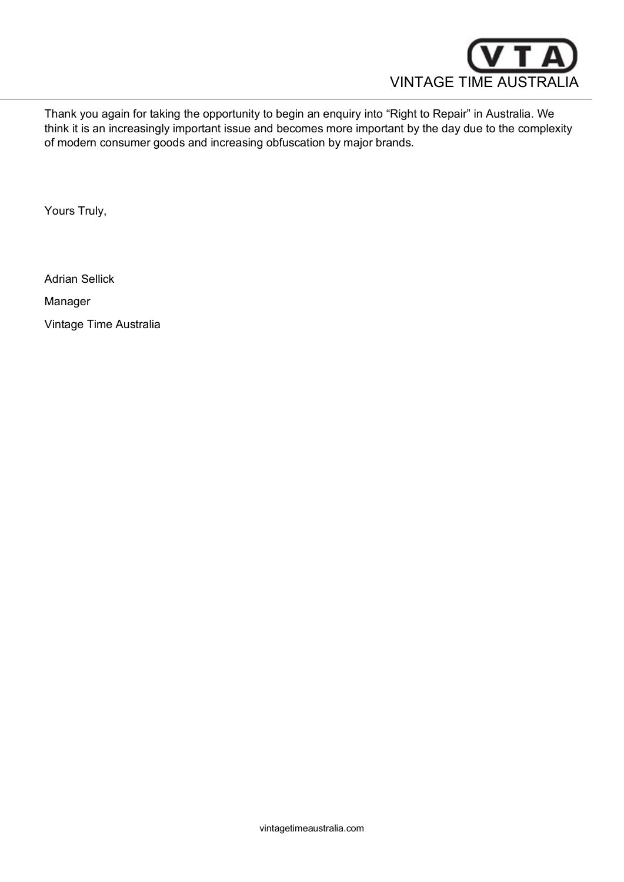Thank you again for taking the opportunity to begin an enquiry into “Right to Repair” in Australia. We think it is an increasingly important issue and becomes more important by the day due to the complexity of modern consumer goods and increasing obfuscation by major brands.

Yours Truly,

Adrian Sellick

Manager

Vintage Time Australia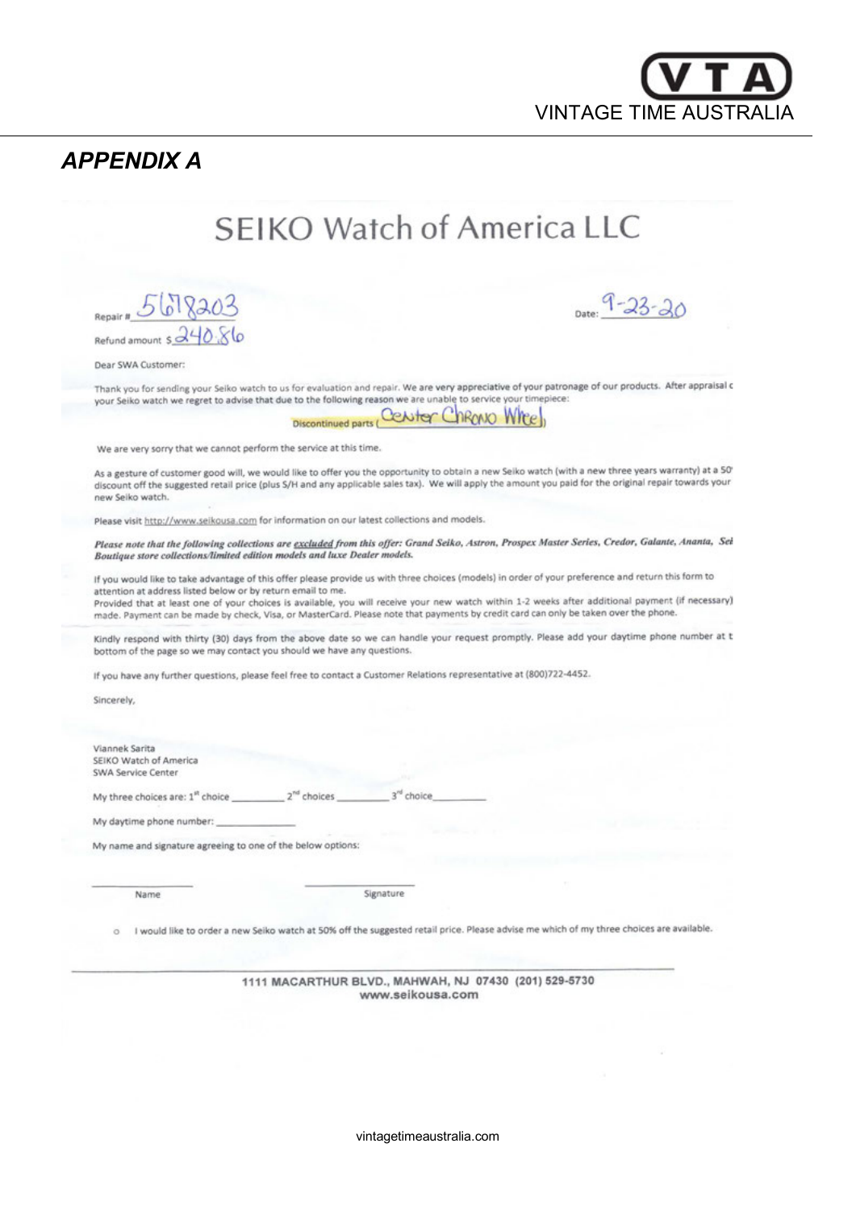## *APPENDIX A*

# SEIKO Watch of America LLC

Repair # 5678203

Date: 9-23-20

Refund amount $ 240.86

Dear SWA Customer:

Thank you for sending your Seiko watch to us for evaluation and repair. We are very appreciative of your patronage of our products. After appraisal c your Seiko watch we regret to advise that due to the following reason we are unable to service your timepiece:

Discontinued parts ( Center Chrono Wheel )

We are very sorry that we cannot perform the service at this time.

As a gesture of customer good will, we would like to offer you the opportunity to obtain a new Seiko watch (with a new three years warranty) at a 50 discount off the suggested retail price (plus S/H and any applicable sales tax). We will apply the amount you paid for the original repair towards your new Seiko watch.

Please visit http://www.seikousa.com for information on our latest collections and models.

***Please note that the following collections are excluded from this offer: Grand Seiko, Astron, Prospex Master Series, Credor, Galante, Ananta, Sei Boutique store collections/limited edition models and luxe Dealer models.***

If you would like to take advantage of this offer please provide us with three choices (models) in order of your preference and return this form to attention at address listed below or by return email to me.
Provided that at least one of your choices is available, you will receive your new watch within 1-2 weeks after additional payment (if necessary) made. Payment can be made by check, Visa, or MasterCard. Please note that payments by credit card can only be taken over the phone.

Kindly respond with thirty (30) days from the above date so we can handle your request promptly. Please add your daytime phone number at t bottom of the page so we may contact you should we have any questions.

If you have any further questions, please feel free to contact a Customer Relations representative at (800)722-4452.

Sincerely,

Viannek Sarita
SEIKO Watch of America
SWA Service Center

My three choices are: 1st choice __________ 2nd choices __________ 3rd choice__________

My daytime phone number: ______________

My name and signature agreeing to one of the below options:

______________ ______________
Name Signature

- I would like to order a new Seiko watch at 50% off the suggested retail price. Please advise me which of my three choices are available.

**1111 MACARTHUR BLVD., MAHWAH, NJ 07430 (201) 529-5730**
**www.seikousa.com**